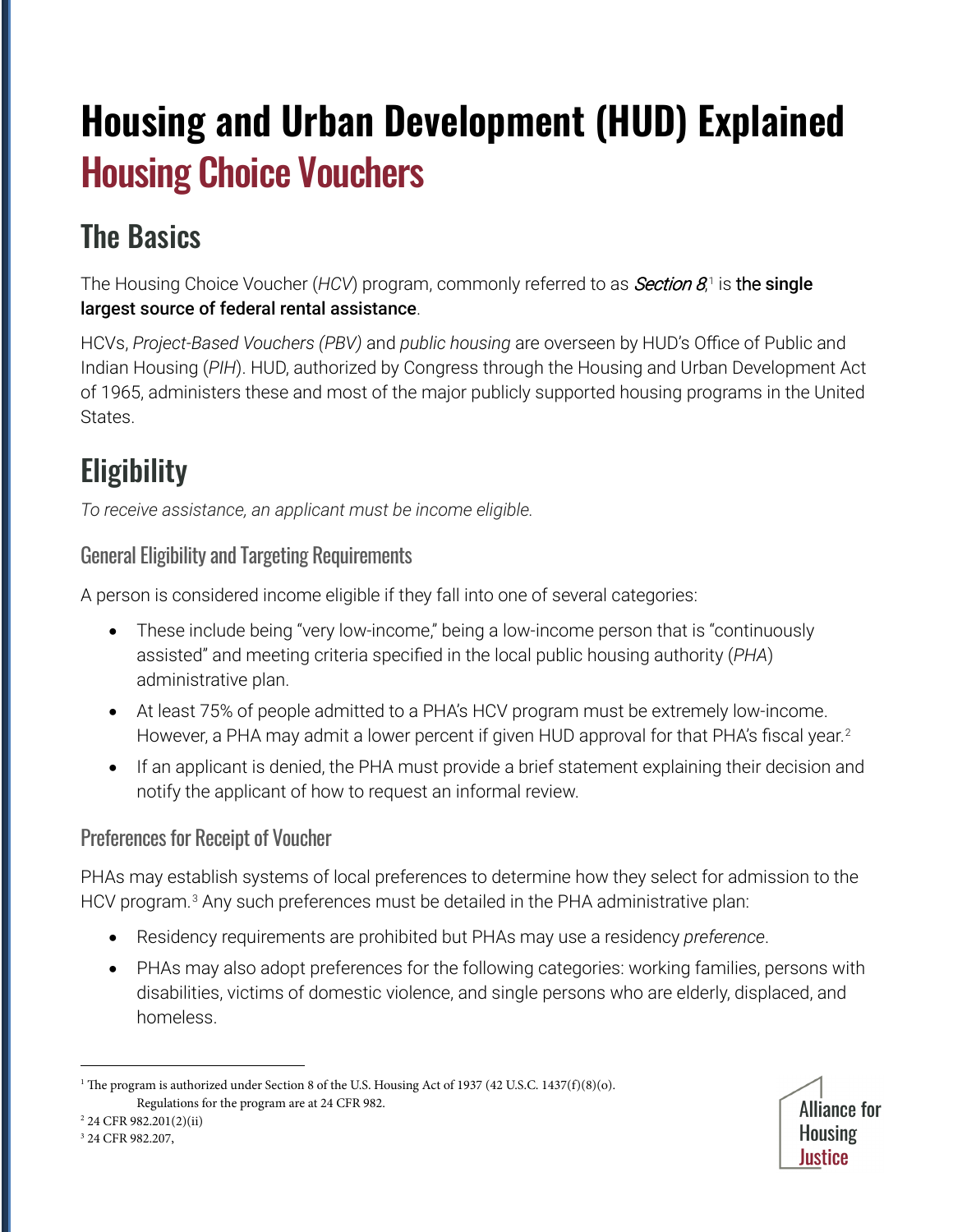# Housing and Urban Development (HUD) Explained

# Housing Choice Vouchers

## The Basics

The Housing Choice Voucher (*HCV*) program, commonly referred to as *Section 8*,[1] is **the single largest source of federal rental assistance**.

HCVs, *Project-Based Vouchers (PBV)* and *public housing* are overseen by HUD's Office of Public and Indian Housing (*PIH*). HUD, authorized by Congress through the Housing and Urban Development Act of 1965, administers these and most of the major publicly supported housing programs in the United States.

## Eligibility

*To receive assistance, an applicant must be income eligible.*

### General Eligibility and Targeting Requirements

A person is considered income eligible if they fall into one of several categories:

- These include being "very low-income," being a low-income person that is "continuously assisted" and meeting criteria specified in the local public housing authority (*PHA*) administrative plan.
- At least 75% of people admitted to a PHA's HCV program must be extremely low-income. However, a PHA may admit a lower percent if given HUD approval for that PHA's fiscal year.[2]
- If an applicant is denied, the PHA must provide a brief statement explaining their decision and notify the applicant of how to request an informal review.

### Preferences for Receipt of Voucher

PHAs may establish systems of local preferences to determine how they select for admission to the HCV program.[3] Any such preferences must be detailed in the PHA administrative plan:

- Residency requirements are prohibited but PHAs may use a residency *preference*.
- PHAs may also adopt preferences for the following categories: working families, persons with disabilities, victims of domestic violence, and single persons who are elderly, displaced, and homeless.

---

[1] The program is authorized under Section 8 of the U.S. Housing Act of 1937 (42 U.S.C. 1437(f)(8)(o). Regulations for the program are at 24 CFR 982.

[2] 24 CFR 982.201(2)(ii)

[3] 24 CFR 982.207,

Alliance for Housing Justice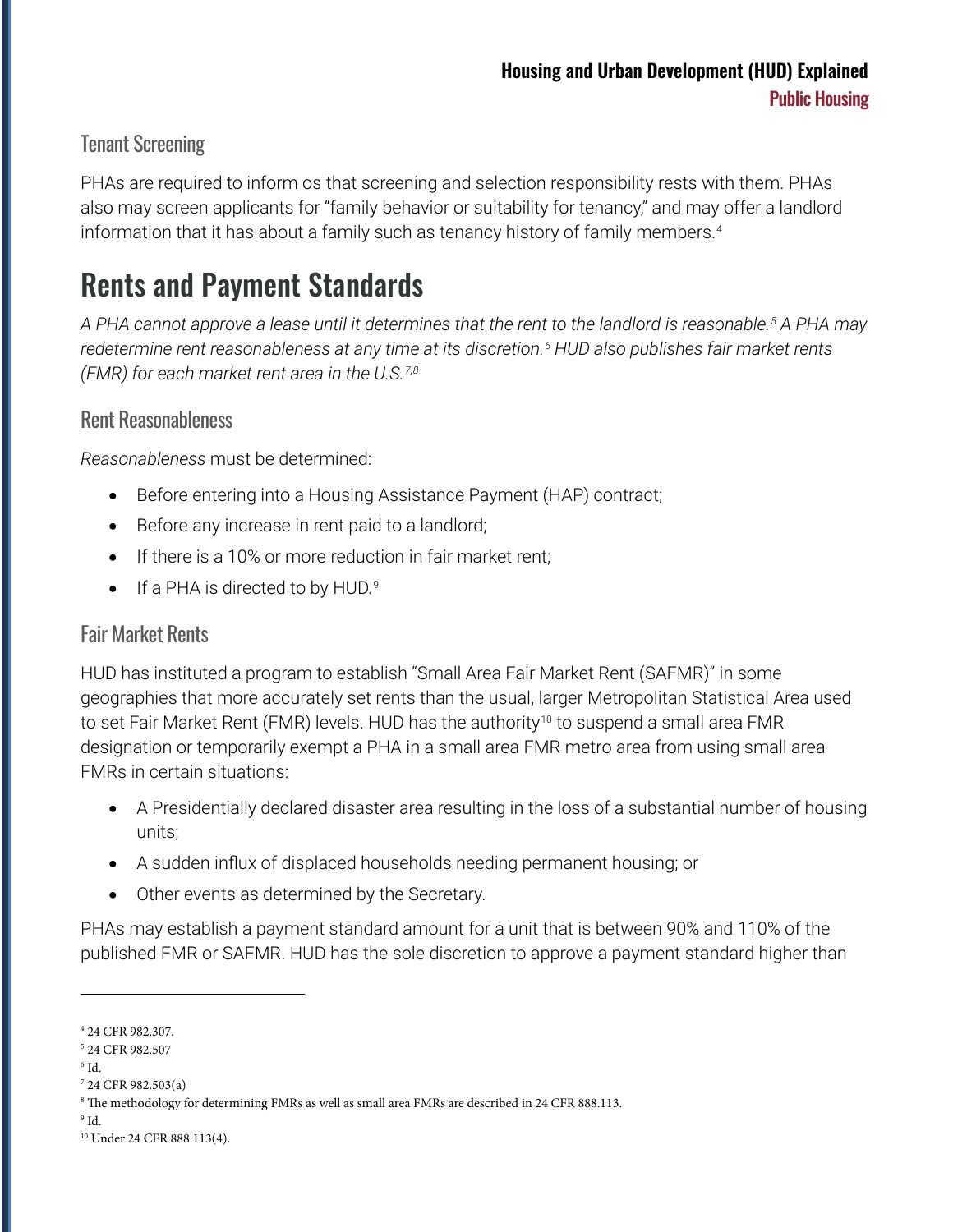### Tenant Screening

PHAs are required to inform os that screening and selection responsibility rests with them. PHAs also may screen applicants for "family behavior or suitability for tenancy," and may offer a landlord information that it has about a family such as tenancy history of family members.[4]

## Rents and Payment Standards

*A PHA cannot approve a lease until it determines that the rent to the landlord is reasonable.[5] A PHA may redetermine rent reasonableness at any time at its discretion.[6] HUD also publishes fair market rents (FMR) for each market rent area in the U.S.[7,8]*

### Rent Reasonableness

*Reasonableness* must be determined:

- Before entering into a Housing Assistance Payment (HAP) contract;
- Before any increase in rent paid to a landlord;
- If there is a 10% or more reduction in fair market rent;
- If a PHA is directed to by HUD.[9]

### Fair Market Rents

HUD has instituted a program to establish "Small Area Fair Market Rent (SAFMR)" in some geographies that more accurately set rents than the usual, larger Metropolitan Statistical Area used to set Fair Market Rent (FMR) levels. HUD has the authority[10] to suspend a small area FMR designation or temporarily exempt a PHA in a small area FMR metro area from using small area FMRs in certain situations:

- A Presidentially declared disaster area resulting in the loss of a substantial number of housing units;
- A sudden influx of displaced households needing permanent housing; or
- Other events as determined by the Secretary.

PHAs may establish a payment standard amount for a unit that is between 90% and 110% of the published FMR or SAFMR. HUD has the sole discretion to approve a payment standard higher than

---

[4] 24 CFR 982.307.

[5] 24 CFR 982.507

[6] Id.

[7] 24 CFR 982.503(a)

[8] The methodology for determining FMRs as well as small area FMRs are described in 24 CFR 888.113.

[9] Id.

[10] Under 24 CFR 888.113(4).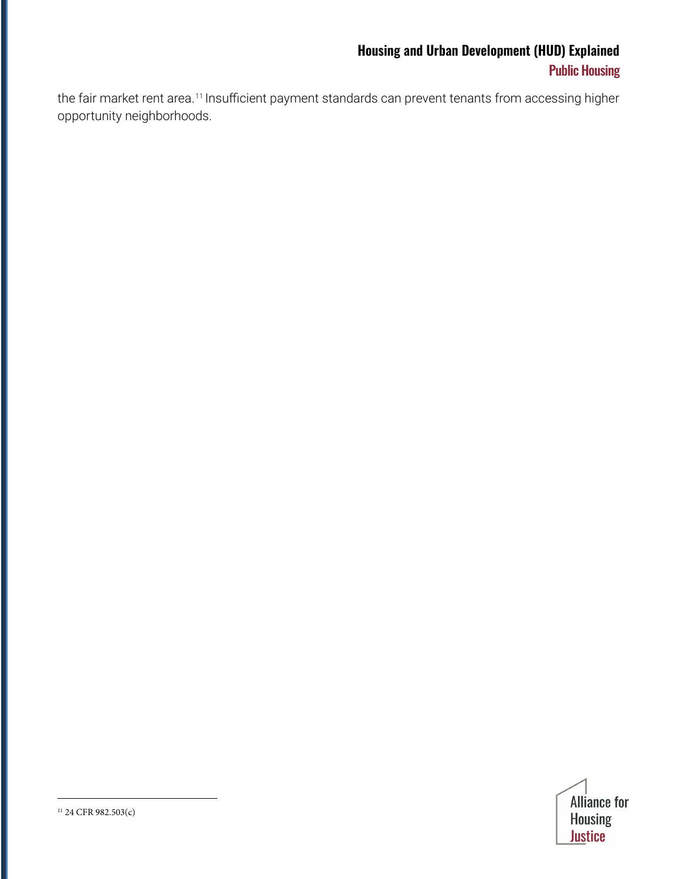the fair market rent area.[11] Insufficient payment standards can prevent tenants from accessing higher opportunity neighborhoods.

[11] 24 CFR 982.503(c)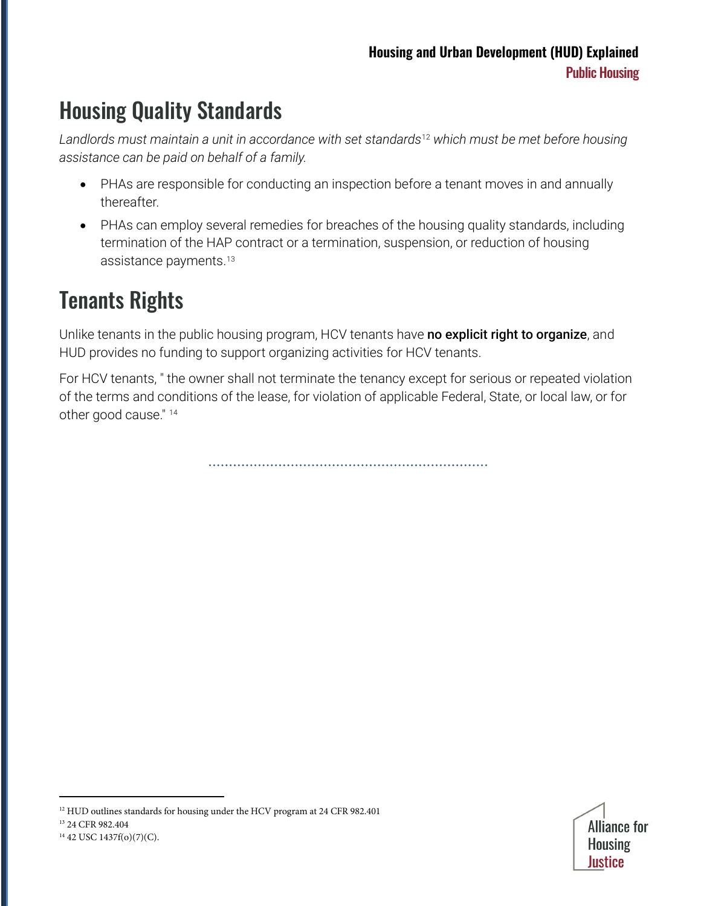## Housing Quality Standards

*Landlords must maintain a unit in accordance with set standards*[12] *which must be met before housing assistance can be paid on behalf of a family.*

- PHAs are responsible for conducting an inspection before a tenant moves in and annually thereafter.
- PHAs can employ several remedies for breaches of the housing quality standards, including termination of the HAP contract or a termination, suspension, or reduction of housing assistance payments.[13]

## Tenants Rights

Unlike tenants in the public housing program, HCV tenants have **no explicit right to organize**, and HUD provides no funding to support organizing activities for HCV tenants.

For HCV tenants, " the owner shall not terminate the tenancy except for serious or repeated violation of the terms and conditions of the lease, for violation of applicable Federal, State, or local law, or for other good cause." [14]

---

[12] HUD outlines standards for housing under the HCV program at 24 CFR 982.401

[13] 24 CFR 982.404

[14] 42 USC 1437f(o)(7)(C).